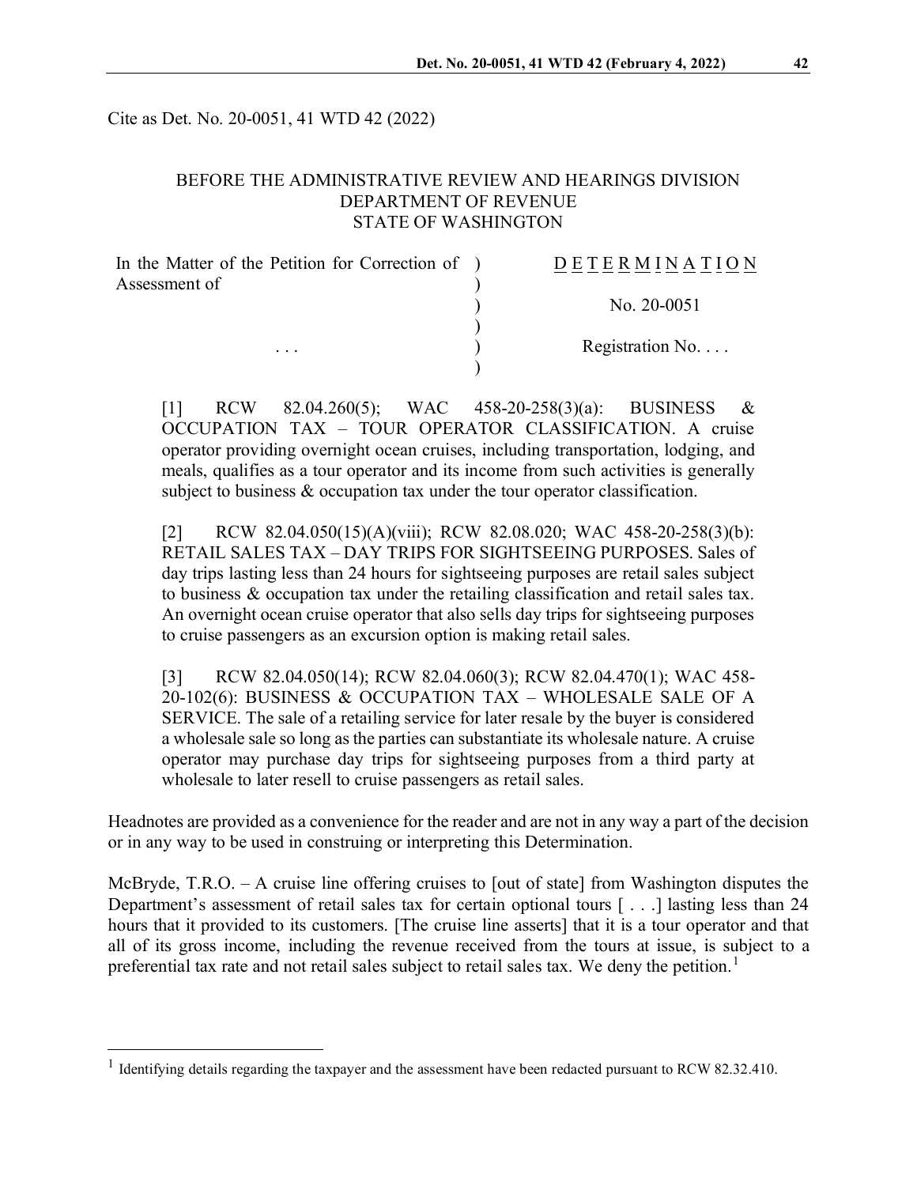Cite as Det. No. 20-0051, 41 WTD 42 (2022)

BEFORE THE ADMINISTRATIVE REVIEW AND HEARINGS DIVISION
DEPARTMENT OF REVENUE
STATE OF WASHINGTON

| | |
|---|---|
| In the Matter of the Petition for Correction of Assessment of | D E T E R M I N A T I O N |
| | No. 20-0051 |
| . . . | Registration No. . . . |

[1] RCW 82.04.260(5); WAC 458-20-258(3)(a): BUSINESS & OCCUPATION TAX – TOUR OPERATOR CLASSIFICATION. A cruise operator providing overnight ocean cruises, including transportation, lodging, and meals, qualifies as a tour operator and its income from such activities is generally subject to business & occupation tax under the tour operator classification.

[2] RCW 82.04.050(15)(A)(viii); RCW 82.08.020; WAC 458-20-258(3)(b): RETAIL SALES TAX – DAY TRIPS FOR SIGHTSEEING PURPOSES. Sales of day trips lasting less than 24 hours for sightseeing purposes are retail sales subject to business & occupation tax under the retailing classification and retail sales tax. An overnight ocean cruise operator that also sells day trips for sightseeing purposes to cruise passengers as an excursion option is making retail sales.

[3] RCW 82.04.050(14); RCW 82.04.060(3); RCW 82.04.470(1); WAC 458-20-102(6): BUSINESS & OCCUPATION TAX – WHOLESALE SALE OF A SERVICE. The sale of a retailing service for later resale by the buyer is considered a wholesale sale so long as the parties can substantiate its wholesale nature. A cruise operator may purchase day trips for sightseeing purposes from a third party at wholesale to later resell to cruise passengers as retail sales.

Headnotes are provided as a convenience for the reader and are not in any way a part of the decision or in any way to be used in construing or interpreting this Determination.

McBryde, T.R.O. – A cruise line offering cruises to [out of state] from Washington disputes the Department's assessment of retail sales tax for certain optional tours [ . . .] lasting less than 24 hours that it provided to its customers. [The cruise line asserts] that it is a tour operator and that all of its gross income, including the revenue received from the tours at issue, is subject to a preferential tax rate and not retail sales subject to retail sales tax. We deny the petition.[1]

[1] Identifying details regarding the taxpayer and the assessment have been redacted pursuant to RCW 82.32.410.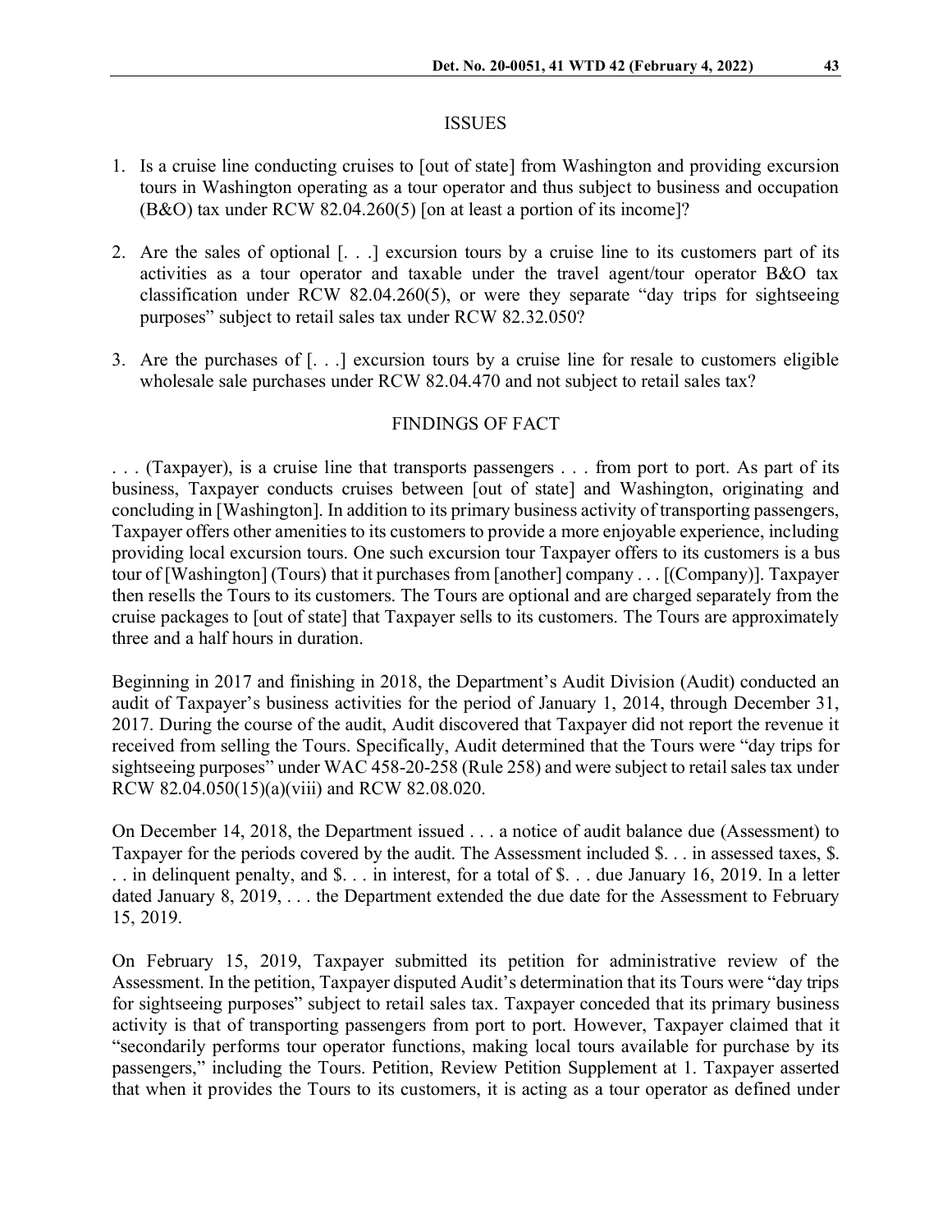## ISSUES

1. Is a cruise line conducting cruises to [out of state] from Washington and providing excursion tours in Washington operating as a tour operator and thus subject to business and occupation (B&O) tax under RCW 82.04.260(5) [on at least a portion of its income]?

2. Are the sales of optional [. . .] excursion tours by a cruise line to its customers part of its activities as a tour operator and taxable under the travel agent/tour operator B&O tax classification under RCW 82.04.260(5), or were they separate "day trips for sightseeing purposes" subject to retail sales tax under RCW 82.32.050?

3. Are the purchases of [. . .] excursion tours by a cruise line for resale to customers eligible wholesale sale purchases under RCW 82.04.470 and not subject to retail sales tax?

## FINDINGS OF FACT

. . . (Taxpayer), is a cruise line that transports passengers . . . from port to port. As part of its business, Taxpayer conducts cruises between [out of state] and Washington, originating and concluding in [Washington]. In addition to its primary business activity of transporting passengers, Taxpayer offers other amenities to its customers to provide a more enjoyable experience, including providing local excursion tours. One such excursion tour Taxpayer offers to its customers is a bus tour of [Washington] (Tours) that it purchases from [another] company . . . [(Company)]. Taxpayer then resells the Tours to its customers. The Tours are optional and are charged separately from the cruise packages to [out of state] that Taxpayer sells to its customers. The Tours are approximately three and a half hours in duration.

Beginning in 2017 and finishing in 2018, the Department's Audit Division (Audit) conducted an audit of Taxpayer's business activities for the period of January 1, 2014, through December 31, 2017. During the course of the audit, Audit discovered that Taxpayer did not report the revenue it received from selling the Tours. Specifically, Audit determined that the Tours were "day trips for sightseeing purposes" under WAC 458-20-258 (Rule 258) and were subject to retail sales tax under RCW 82.04.050(15)(a)(viii) and RCW 82.08.020.

On December 14, 2018, the Department issued . . . a notice of audit balance due (Assessment) to Taxpayer for the periods covered by the audit. The Assessment included $. . . in assessed taxes, $. . . in delinquent penalty, and $. . . in interest, for a total of $. . . due January 16, 2019. In a letter dated January 8, 2019, . . . the Department extended the due date for the Assessment to February 15, 2019.

On February 15, 2019, Taxpayer submitted its petition for administrative review of the Assessment. In the petition, Taxpayer disputed Audit's determination that its Tours were "day trips for sightseeing purposes" subject to retail sales tax. Taxpayer conceded that its primary business activity is that of transporting passengers from port to port. However, Taxpayer claimed that it "secondarily performs tour operator functions, making local tours available for purchase by its passengers," including the Tours. Petition, Review Petition Supplement at 1. Taxpayer asserted that when it provides the Tours to its customers, it is acting as a tour operator as defined under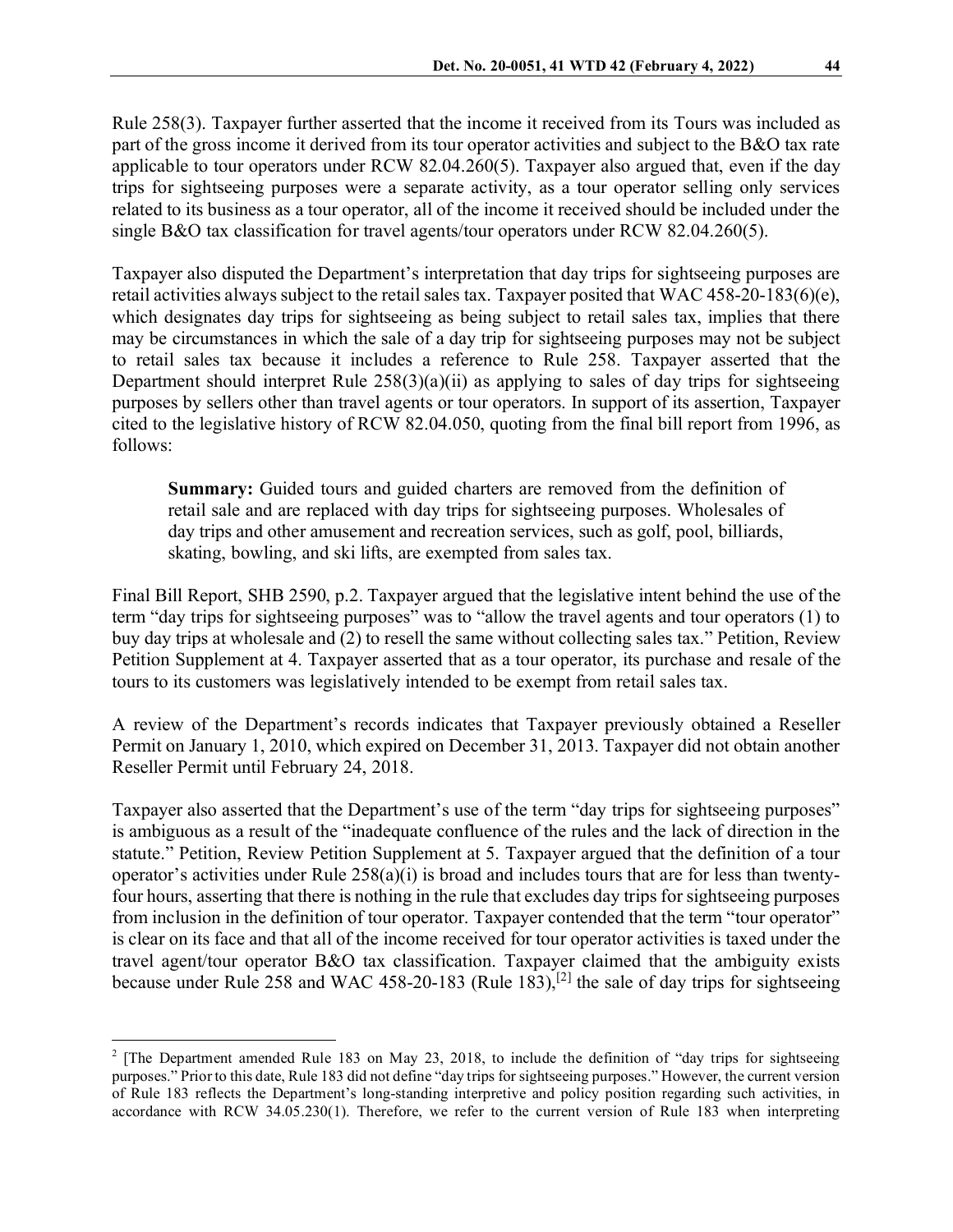Rule 258(3). Taxpayer further asserted that the income it received from its Tours was included as part of the gross income it derived from its tour operator activities and subject to the B&O tax rate applicable to tour operators under RCW 82.04.260(5). Taxpayer also argued that, even if the day trips for sightseeing purposes were a separate activity, as a tour operator selling only services related to its business as a tour operator, all of the income it received should be included under the single B&O tax classification for travel agents/tour operators under RCW 82.04.260(5).

Taxpayer also disputed the Department's interpretation that day trips for sightseeing purposes are retail activities always subject to the retail sales tax. Taxpayer posited that WAC 458-20-183(6)(e), which designates day trips for sightseeing as being subject to retail sales tax, implies that there may be circumstances in which the sale of a day trip for sightseeing purposes may not be subject to retail sales tax because it includes a reference to Rule 258. Taxpayer asserted that the Department should interpret Rule 258(3)(a)(ii) as applying to sales of day trips for sightseeing purposes by sellers other than travel agents or tour operators. In support of its assertion, Taxpayer cited to the legislative history of RCW 82.04.050, quoting from the final bill report from 1996, as follows:

> **Summary:** Guided tours and guided charters are removed from the definition of retail sale and are replaced with day trips for sightseeing purposes. Wholesales of day trips and other amusement and recreation services, such as golf, pool, billiards, skating, bowling, and ski lifts, are exempted from sales tax.

Final Bill Report, SHB 2590, p.2. Taxpayer argued that the legislative intent behind the use of the term "day trips for sightseeing purposes" was to "allow the travel agents and tour operators (1) to buy day trips at wholesale and (2) to resell the same without collecting sales tax." Petition, Review Petition Supplement at 4. Taxpayer asserted that as a tour operator, its purchase and resale of the tours to its customers was legislatively intended to be exempt from retail sales tax.

A review of the Department's records indicates that Taxpayer previously obtained a Reseller Permit on January 1, 2010, which expired on December 31, 2013. Taxpayer did not obtain another Reseller Permit until February 24, 2018.

Taxpayer also asserted that the Department's use of the term "day trips for sightseeing purposes" is ambiguous as a result of the "inadequate confluence of the rules and the lack of direction in the statute." Petition, Review Petition Supplement at 5. Taxpayer argued that the definition of a tour operator's activities under Rule 258(a)(i) is broad and includes tours that are for less than twenty-four hours, asserting that there is nothing in the rule that excludes day trips for sightseeing purposes from inclusion in the definition of tour operator. Taxpayer contended that the term "tour operator" is clear on its face and that all of the income received for tour operator activities is taxed under the travel agent/tour operator B&O tax classification. Taxpayer claimed that the ambiguity exists because under Rule 258 and WAC 458-20-183 (Rule 183),[2] the sale of day trips for sightseeing

---

[2] [The Department amended Rule 183 on May 23, 2018, to include the definition of "day trips for sightseeing purposes." Prior to this date, Rule 183 did not define "day trips for sightseeing purposes." However, the current version of Rule 183 reflects the Department's long-standing interpretive and policy position regarding such activities, in accordance with RCW 34.05.230(1). Therefore, we refer to the current version of Rule 183 when interpreting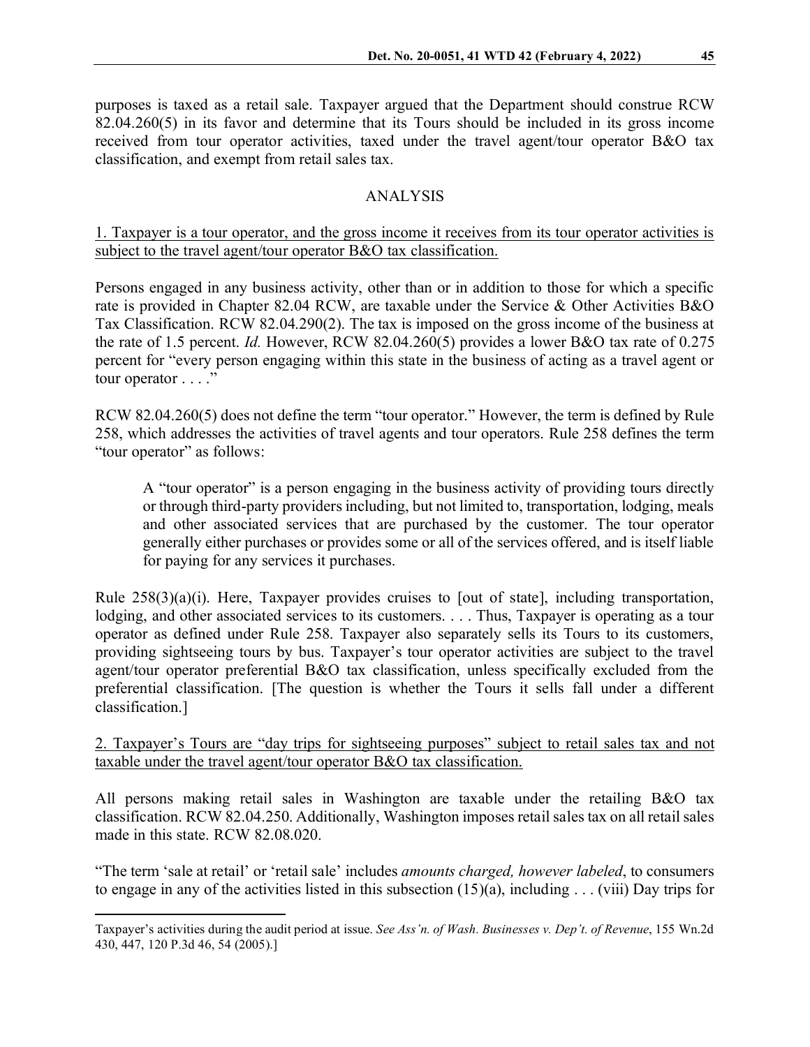purposes is taxed as a retail sale. Taxpayer argued that the Department should construe RCW 82.04.260(5) in its favor and determine that its Tours should be included in its gross income received from tour operator activities, taxed under the travel agent/tour operator B&O tax classification, and exempt from retail sales tax.

## ANALYSIS

<u>1. Taxpayer is a tour operator, and the gross income it receives from its tour operator activities is subject to the travel agent/tour operator B&O tax classification.</u>

Persons engaged in any business activity, other than or in addition to those for which a specific rate is provided in Chapter 82.04 RCW, are taxable under the Service & Other Activities B&O Tax Classification. RCW 82.04.290(2). The tax is imposed on the gross income of the business at the rate of 1.5 percent. *Id.* However, RCW 82.04.260(5) provides a lower B&O tax rate of 0.275 percent for "every person engaging within this state in the business of acting as a travel agent or tour operator . . . ."

RCW 82.04.260(5) does not define the term "tour operator." However, the term is defined by Rule 258, which addresses the activities of travel agents and tour operators. Rule 258 defines the term "tour operator" as follows:

> A "tour operator" is a person engaging in the business activity of providing tours directly or through third-party providers including, but not limited to, transportation, lodging, meals and other associated services that are purchased by the customer. The tour operator generally either purchases or provides some or all of the services offered, and is itself liable for paying for any services it purchases.

Rule 258(3)(a)(i). Here, Taxpayer provides cruises to [out of state], including transportation, lodging, and other associated services to its customers. . . . Thus, Taxpayer is operating as a tour operator as defined under Rule 258. Taxpayer also separately sells its Tours to its customers, providing sightseeing tours by bus. Taxpayer's tour operator activities are subject to the travel agent/tour operator preferential B&O tax classification, unless specifically excluded from the preferential classification. [The question is whether the Tours it sells fall under a different classification.]

<u>2. Taxpayer's Tours are "day trips for sightseeing purposes" subject to retail sales tax and not taxable under the travel agent/tour operator B&O tax classification.</u>

All persons making retail sales in Washington are taxable under the retailing B&O tax classification. RCW 82.04.250. Additionally, Washington imposes retail sales tax on all retail sales made in this state. RCW 82.08.020.

"The term 'sale at retail' or 'retail sale' includes *amounts charged, however labeled*, to consumers to engage in any of the activities listed in this subsection (15)(a), including . . . (viii) Day trips for

---

Taxpayer's activities during the audit period at issue. *See Ass'n. of Wash. Businesses v. Dep't. of Revenue*, 155 Wn.2d 430, 447, 120 P.3d 46, 54 (2005).]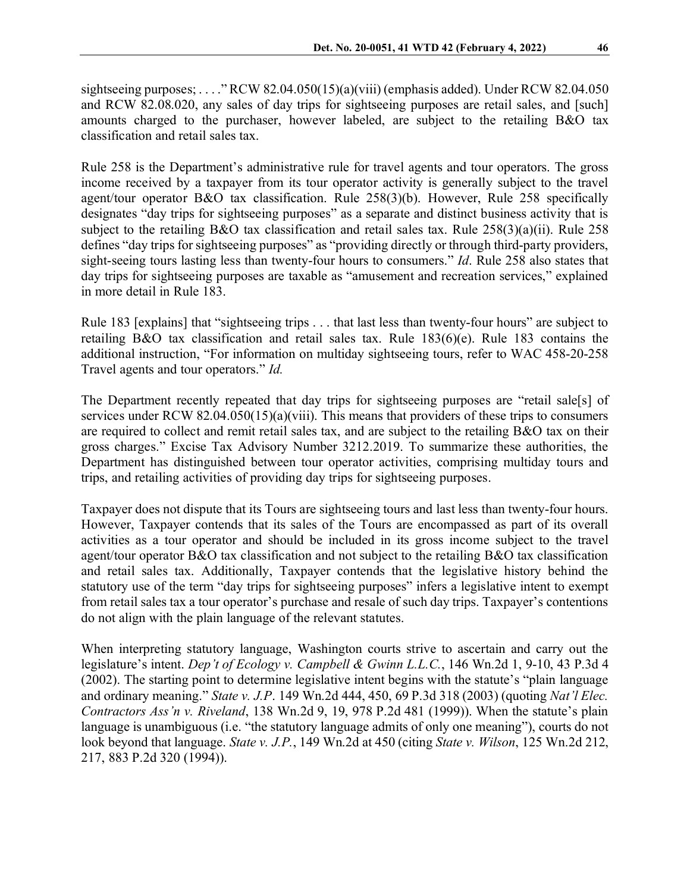sightseeing purposes; . . . ." RCW 82.04.050(15)(a)(viii) (emphasis added). Under RCW 82.04.050 and RCW 82.08.020, any sales of day trips for sightseeing purposes are retail sales, and [such] amounts charged to the purchaser, however labeled, are subject to the retailing B&O tax classification and retail sales tax.

Rule 258 is the Department's administrative rule for travel agents and tour operators. The gross income received by a taxpayer from its tour operator activity is generally subject to the travel agent/tour operator B&O tax classification. Rule 258(3)(b). However, Rule 258 specifically designates "day trips for sightseeing purposes" as a separate and distinct business activity that is subject to the retailing B&O tax classification and retail sales tax. Rule 258(3)(a)(ii). Rule 258 defines "day trips for sightseeing purposes" as "providing directly or through third-party providers, sight-seeing tours lasting less than twenty-four hours to consumers." *Id*. Rule 258 also states that day trips for sightseeing purposes are taxable as "amusement and recreation services," explained in more detail in Rule 183.

Rule 183 [explains] that "sightseeing trips . . . that last less than twenty-four hours" are subject to retailing B&O tax classification and retail sales tax. Rule 183(6)(e). Rule 183 contains the additional instruction, "For information on multiday sightseeing tours, refer to WAC 458-20-258 Travel agents and tour operators." *Id.*

The Department recently repeated that day trips for sightseeing purposes are "retail sale[s] of services under RCW 82.04.050(15)(a)(viii). This means that providers of these trips to consumers are required to collect and remit retail sales tax, and are subject to the retailing B&O tax on their gross charges." Excise Tax Advisory Number 3212.2019. To summarize these authorities, the Department has distinguished between tour operator activities, comprising multiday tours and trips, and retailing activities of providing day trips for sightseeing purposes.

Taxpayer does not dispute that its Tours are sightseeing tours and last less than twenty-four hours. However, Taxpayer contends that its sales of the Tours are encompassed as part of its overall activities as a tour operator and should be included in its gross income subject to the travel agent/tour operator B&O tax classification and not subject to the retailing B&O tax classification and retail sales tax. Additionally, Taxpayer contends that the legislative history behind the statutory use of the term "day trips for sightseeing purposes" infers a legislative intent to exempt from retail sales tax a tour operator's purchase and resale of such day trips. Taxpayer's contentions do not align with the plain language of the relevant statutes.

When interpreting statutory language, Washington courts strive to ascertain and carry out the legislature's intent. *Dep't of Ecology v. Campbell & Gwinn L.L.C.*, 146 Wn.2d 1, 9-10, 43 P.3d 4 (2002). The starting point to determine legislative intent begins with the statute's "plain language and ordinary meaning." *State v. J.P*. 149 Wn.2d 444, 450, 69 P.3d 318 (2003) (quoting *Nat'l Elec. Contractors Ass'n v. Riveland*, 138 Wn.2d 9, 19, 978 P.2d 481 (1999)). When the statute's plain language is unambiguous (i.e. "the statutory language admits of only one meaning"), courts do not look beyond that language. *State v. J.P.*, 149 Wn.2d at 450 (citing *State v. Wilson*, 125 Wn.2d 212, 217, 883 P.2d 320 (1994)).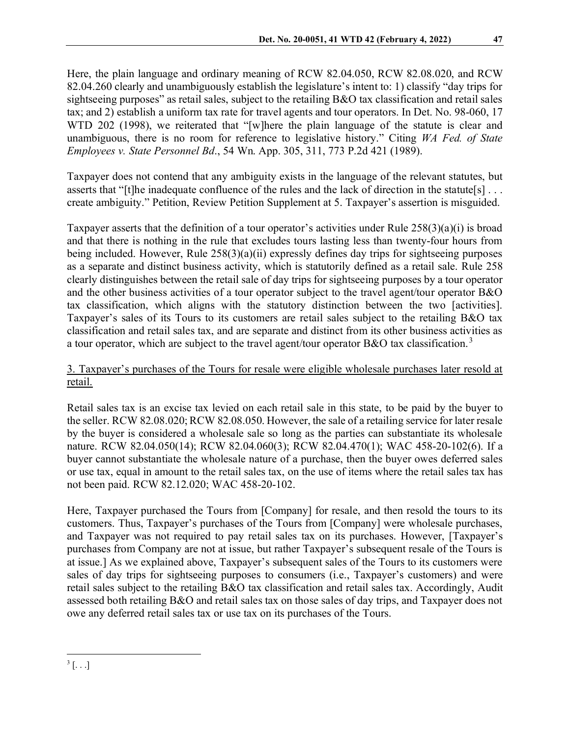Here, the plain language and ordinary meaning of RCW 82.04.050, RCW 82.08.020, and RCW 82.04.260 clearly and unambiguously establish the legislature's intent to: 1) classify "day trips for sightseeing purposes" as retail sales, subject to the retailing B&O tax classification and retail sales tax; and 2) establish a uniform tax rate for travel agents and tour operators. In Det. No. 98-060, 17 WTD 202 (1998), we reiterated that "[w]here the plain language of the statute is clear and unambiguous, there is no room for reference to legislative history." Citing *WA Fed. of State Employees v. State Personnel Bd*., 54 Wn. App. 305, 311, 773 P.2d 421 (1989).

Taxpayer does not contend that any ambiguity exists in the language of the relevant statutes, but asserts that "[t]he inadequate confluence of the rules and the lack of direction in the statute[s] . . . create ambiguity." Petition, Review Petition Supplement at 5. Taxpayer's assertion is misguided.

Taxpayer asserts that the definition of a tour operator's activities under Rule 258(3)(a)(i) is broad and that there is nothing in the rule that excludes tours lasting less than twenty-four hours from being included. However, Rule 258(3)(a)(ii) expressly defines day trips for sightseeing purposes as a separate and distinct business activity, which is statutorily defined as a retail sale. Rule 258 clearly distinguishes between the retail sale of day trips for sightseeing purposes by a tour operator and the other business activities of a tour operator subject to the travel agent/tour operator B&O tax classification, which aligns with the statutory distinction between the two [activities]. Taxpayer's sales of its Tours to its customers are retail sales subject to the retailing B&O tax classification and retail sales tax, and are separate and distinct from its other business activities as a tour operator, which are subject to the travel agent/tour operator B&O tax classification.[3]

<u>3. Taxpayer's purchases of the Tours for resale were eligible wholesale purchases later resold at retail.</u>

Retail sales tax is an excise tax levied on each retail sale in this state, to be paid by the buyer to the seller. RCW 82.08.020; RCW 82.08.050. However, the sale of a retailing service for later resale by the buyer is considered a wholesale sale so long as the parties can substantiate its wholesale nature. RCW 82.04.050(14); RCW 82.04.060(3); RCW 82.04.470(1); WAC 458-20-102(6). If a buyer cannot substantiate the wholesale nature of a purchase, then the buyer owes deferred sales or use tax, equal in amount to the retail sales tax, on the use of items where the retail sales tax has not been paid. RCW 82.12.020; WAC 458-20-102.

Here, Taxpayer purchased the Tours from [Company] for resale, and then resold the tours to its customers. Thus, Taxpayer's purchases of the Tours from [Company] were wholesale purchases, and Taxpayer was not required to pay retail sales tax on its purchases. However, [Taxpayer's purchases from Company are not at issue, but rather Taxpayer's subsequent resale of the Tours is at issue.] As we explained above, Taxpayer's subsequent sales of the Tours to its customers were sales of day trips for sightseeing purposes to consumers (i.e., Taxpayer's customers) and were retail sales subject to the retailing B&O tax classification and retail sales tax. Accordingly, Audit assessed both retailing B&O and retail sales tax on those sales of day trips, and Taxpayer does not owe any deferred retail sales tax or use tax on its purchases of the Tours.

---

[3] [. . .]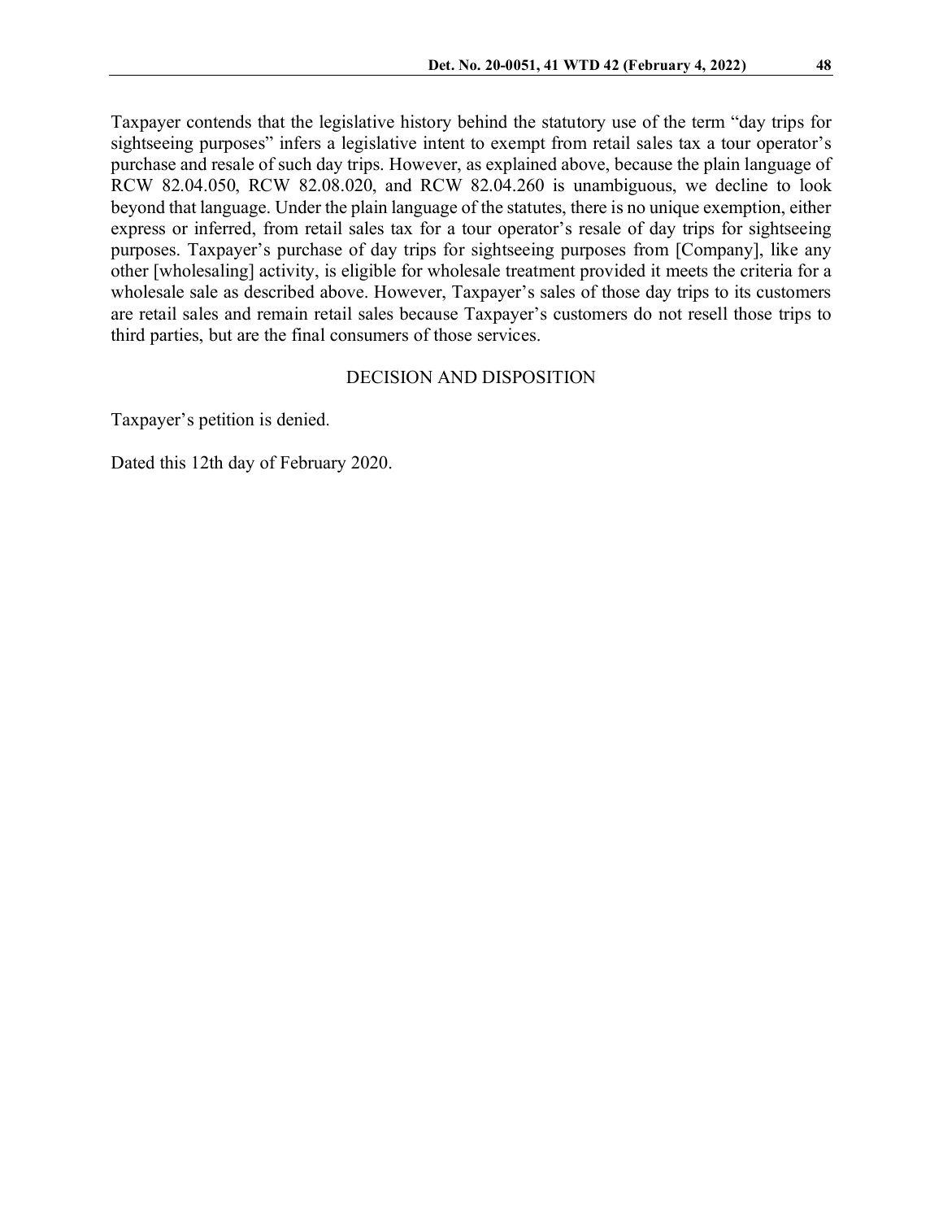Taxpayer contends that the legislative history behind the statutory use of the term "day trips for sightseeing purposes" infers a legislative intent to exempt from retail sales tax a tour operator's purchase and resale of such day trips. However, as explained above, because the plain language of RCW 82.04.050, RCW 82.08.020, and RCW 82.04.260 is unambiguous, we decline to look beyond that language. Under the plain language of the statutes, there is no unique exemption, either express or inferred, from retail sales tax for a tour operator's resale of day trips for sightseeing purposes. Taxpayer's purchase of day trips for sightseeing purposes from [Company], like any other [wholesaling] activity, is eligible for wholesale treatment provided it meets the criteria for a wholesale sale as described above. However, Taxpayer's sales of those day trips to its customers are retail sales and remain retail sales because Taxpayer's customers do not resell those trips to third parties, but are the final consumers of those services.

## DECISION AND DISPOSITION

Taxpayer's petition is denied.

Dated this 12th day of February 2020.